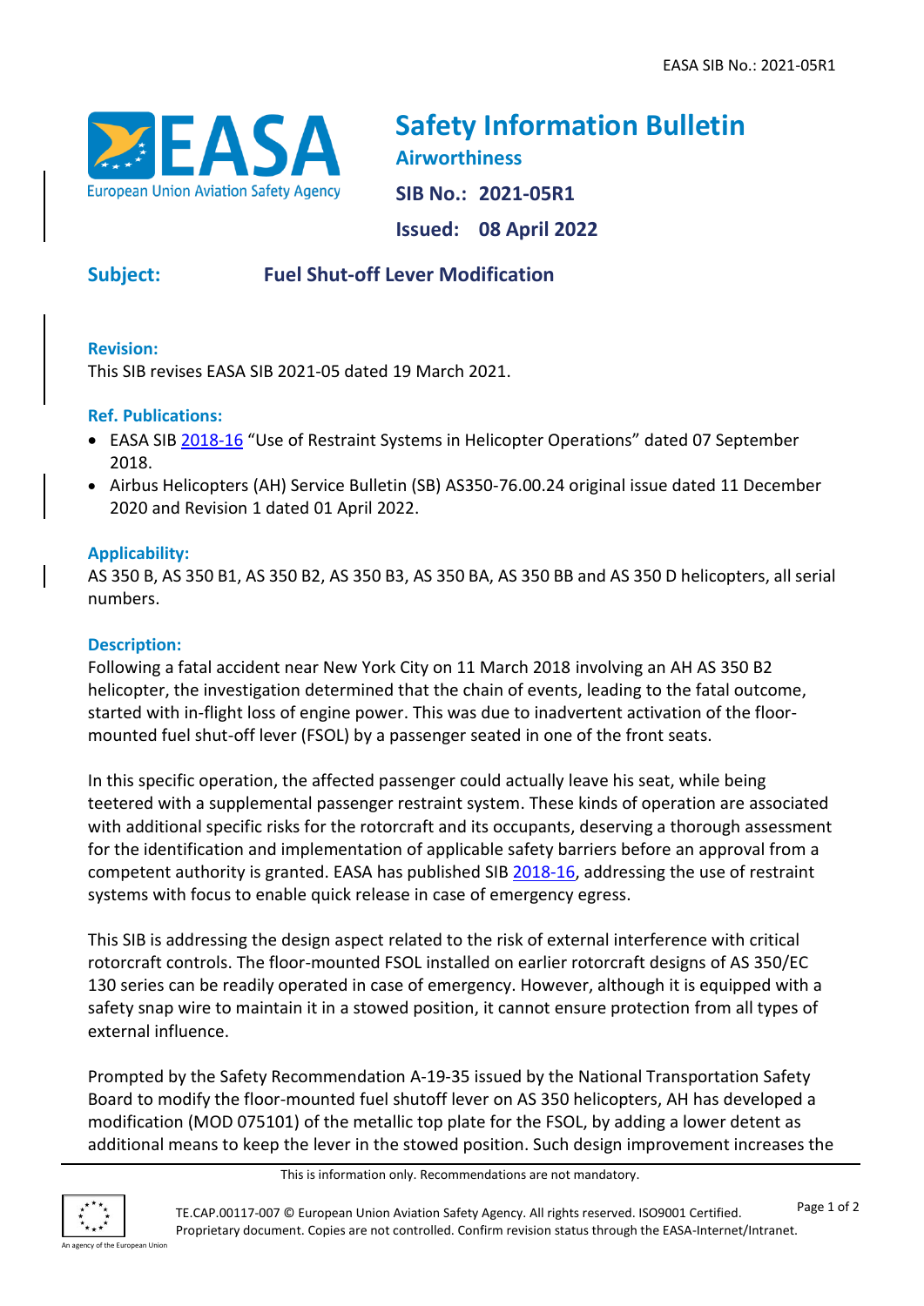# Safety Information Bulletin

**Airworthiness**

**SIB No.: 2021-05R1**

**Issued: 08 April 2022**

## Subject: Fuel Shut-off Lever Modification

### Revision:

This SIB revises EASA SIB 2021-05 dated 19 March 2021.

### Ref. Publications:

- EASA SIB 2018-16 “Use of Restraint Systems in Helicopter Operations” dated 07 September 2018.
- Airbus Helicopters (AH) Service Bulletin (SB) AS350-76.00.24 original issue dated 11 December 2020 and Revision 1 dated 01 April 2022.

### Applicability:

AS 350 B, AS 350 B1, AS 350 B2, AS 350 B3, AS 350 BA, AS 350 BB and AS 350 D helicopters, all serial numbers.

### Description:

Following a fatal accident near New York City on 11 March 2018 involving an AH AS 350 B2 helicopter, the investigation determined that the chain of events, leading to the fatal outcome, started with in-flight loss of engine power. This was due to inadvertent activation of the floor-mounted fuel shut-off lever (FSOL) by a passenger seated in one of the front seats.

In this specific operation, the affected passenger could actually leave his seat, while being teetered with a supplemental passenger restraint system. These kinds of operation are associated with additional specific risks for the rotorcraft and its occupants, deserving a thorough assessment for the identification and implementation of applicable safety barriers before an approval from a competent authority is granted. EASA has published SIB 2018-16, addressing the use of restraint systems with focus to enable quick release in case of emergency egress.

This SIB is addressing the design aspect related to the risk of external interference with critical rotorcraft controls. The floor-mounted FSOL installed on earlier rotorcraft designs of AS 350/EC 130 series can be readily operated in case of emergency. However, although it is equipped with a safety snap wire to maintain it in a stowed position, it cannot ensure protection from all types of external influence.

Prompted by the Safety Recommendation A-19-35 issued by the National Transportation Safety Board to modify the floor-mounted fuel shutoff lever on AS 350 helicopters, AH has developed a modification (MOD 075101) of the metallic top plate for the FSOL, by adding a lower detent as additional means to keep the lever in the stowed position. Such design improvement increases the

This is information only. Recommendations are not mandatory.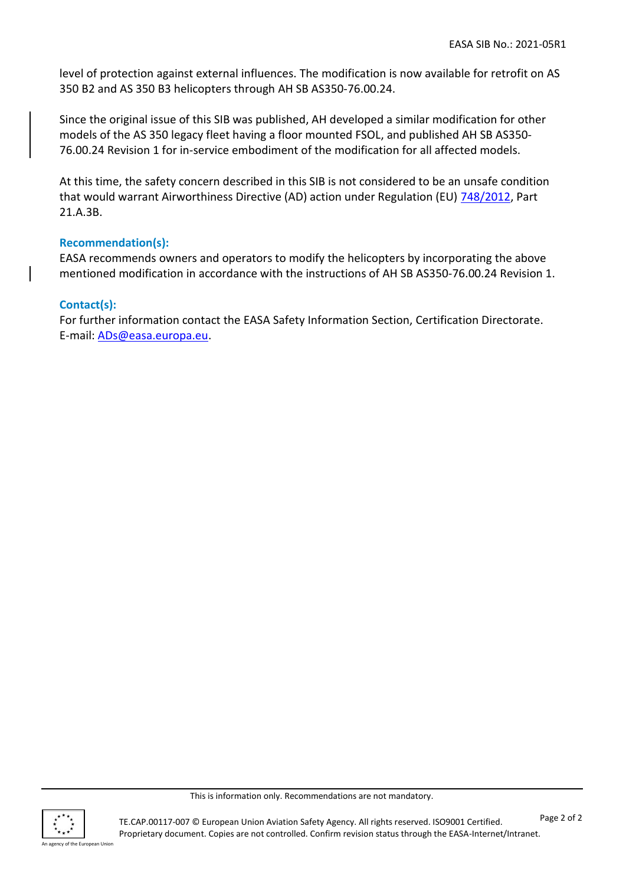level of protection against external influences. The modification is now available for retrofit on AS 350 B2 and AS 350 B3 helicopters through AH SB AS350-76.00.24.

Since the original issue of this SIB was published, AH developed a similar modification for other models of the AS 350 legacy fleet having a floor mounted FSOL, and published AH SB AS350-76.00.24 Revision 1 for in-service embodiment of the modification for all affected models.

At this time, the safety concern described in this SIB is not considered to be an unsafe condition that would warrant Airworthiness Directive (AD) action under Regulation (EU) 748/2012, Part 21.A.3B.

### Recommendation(s):

EASA recommends owners and operators to modify the helicopters by incorporating the above mentioned modification in accordance with the instructions of AH SB AS350-76.00.24 Revision 1.

### Contact(s):

For further information contact the EASA Safety Information Section, Certification Directorate. E-mail: ADs@easa.europa.eu.

This is information only. Recommendations are not mandatory.